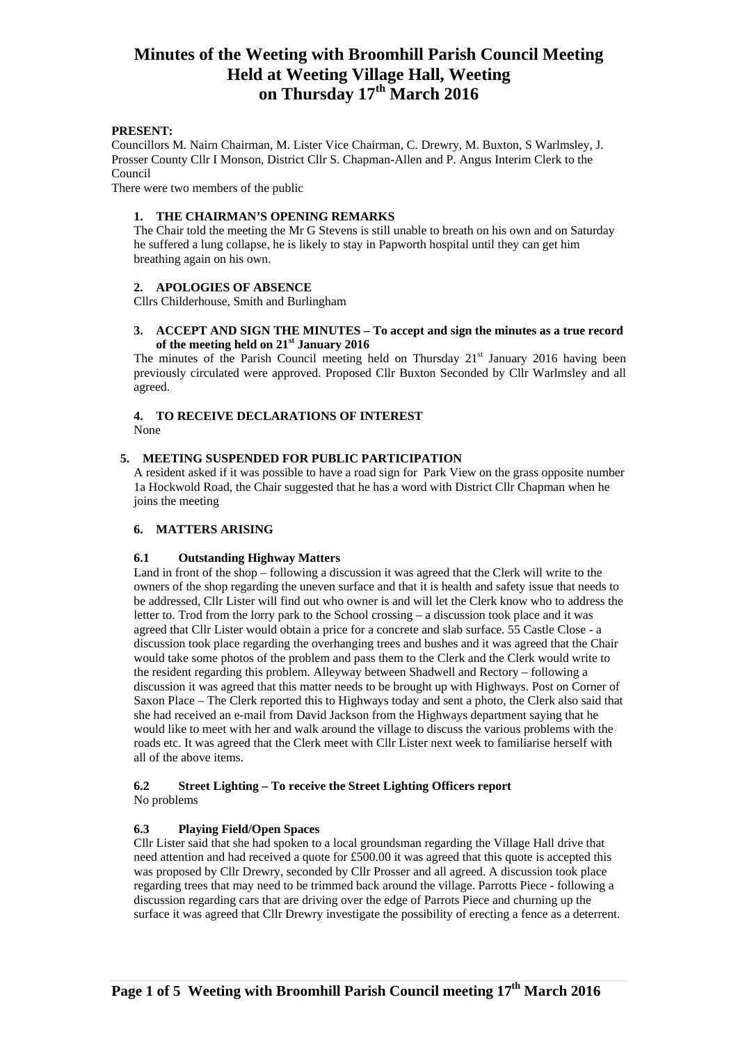# Minutes of the Weeting with Broomhill Parish Council Meeting Held at Weeting Village Hall, Weeting on Thursday 17th March 2016

**PRESENT:**
Councillors M. Nairn Chairman, M. Lister Vice Chairman, C. Drewry, M. Buxton, S Warlmsley, J. Prosser County Cllr I Monson, District Cllr S. Chapman-Allen and P. Angus Interim Clerk to the Council

There were two members of the public

## 1. THE CHAIRMAN'S OPENING REMARKS

The Chair told the meeting the Mr G Stevens is still unable to breath on his own and on Saturday he suffered a lung collapse, he is likely to stay in Papworth hospital until they can get him breathing again on his own.

## 2. APOLOGIES OF ABSENCE

Cllrs Childerhouse, Smith and Burlingham

## 3. ACCEPT AND SIGN THE MINUTES – To accept and sign the minutes as a true record of the meeting held on 21st January 2016

The minutes of the Parish Council meeting held on Thursday 21st January 2016 having been previously circulated were approved. Proposed Cllr Buxton Seconded by Cllr Warlmsley and all agreed.

## 4. TO RECEIVE DECLARATIONS OF INTEREST

None

## 5. MEETING SUSPENDED FOR PUBLIC PARTICIPATION

A resident asked if it was possible to have a road sign for Park View on the grass opposite number 1a Hockwold Road, the Chair suggested that he has a word with District Cllr Chapman when he joins the meeting

## 6. MATTERS ARISING

### 6.1 Outstanding Highway Matters

Land in front of the shop – following a discussion it was agreed that the Clerk will write to the owners of the shop regarding the uneven surface and that it is health and safety issue that needs to be addressed, Cllr Lister will find out who owner is and will let the Clerk know who to address the letter to. Trod from the lorry park to the School crossing – a discussion took place and it was agreed that Cllr Lister would obtain a price for a concrete and slab surface. 55 Castle Close - a discussion took place regarding the overhanging trees and bushes and it was agreed that the Chair would take some photos of the problem and pass them to the Clerk and the Clerk would write to the resident regarding this problem. Alleyway between Shadwell and Rectory – following a discussion it was agreed that this matter needs to be brought up with Highways. Post on Corner of Saxon Place – The Clerk reported this to Highways today and sent a photo, the Clerk also said that she had received an e-mail from David Jackson from the Highways department saying that he would like to meet with her and walk around the village to discuss the various problems with the roads etc. It was agreed that the Clerk meet with Cllr Lister next week to familiarise herself with all of the above items.

### 6.2 Street Lighting – To receive the Street Lighting Officers report

No problems

### 6.3 Playing Field/Open Spaces

Cllr Lister said that she had spoken to a local groundsman regarding the Village Hall drive that need attention and had received a quote for £500.00 it was agreed that this quote is accepted this was proposed by Cllr Drewry, seconded by Cllr Prosser and all agreed. A discussion took place regarding trees that may need to be trimmed back around the village. Parrotts Piece - following a discussion regarding cars that are driving over the edge of Parrots Piece and churning up the surface it was agreed that Cllr Drewry investigate the possibility of erecting a fence as a deterrent.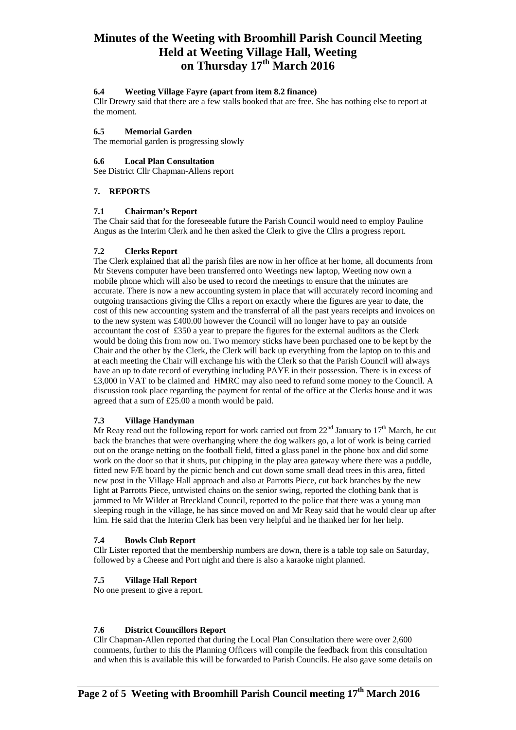# Minutes of the Weeting with Broomhill Parish Council Meeting Held at Weeting Village Hall, Weeting on Thursday 17th March 2016

### 6.4 Weeting Village Fayre (apart from item 8.2 finance)

Cllr Drewry said that there are a few stalls booked that are free. She has nothing else to report at the moment.

### 6.5 Memorial Garden

The memorial garden is progressing slowly

### 6.6 Local Plan Consultation

See District Cllr Chapman-Allens report

## 7. REPORTS

### 7.1 Chairman's Report

The Chair said that for the foreseeable future the Parish Council would need to employ Pauline Angus as the Interim Clerk and he then asked the Clerk to give the Cllrs a progress report.

### 7.2 Clerks Report

The Clerk explained that all the parish files are now in her office at her home, all documents from Mr Stevens computer have been transferred onto Weetings new laptop, Weeting now own a mobile phone which will also be used to record the meetings to ensure that the minutes are accurate. There is now a new accounting system in place that will accurately record incoming and outgoing transactions giving the Cllrs a report on exactly where the figures are year to date, the cost of this new accounting system and the transferral of all the past years receipts and invoices on to the new system was £400.00 however the Council will no longer have to pay an outside accountant the cost of £350 a year to prepare the figures for the external auditors as the Clerk would be doing this from now on. Two memory sticks have been purchased one to be kept by the Chair and the other by the Clerk, the Clerk will back up everything from the laptop on to this and at each meeting the Chair will exchange his with the Clerk so that the Parish Council will always have an up to date record of everything including PAYE in their possession. There is in excess of £3,000 in VAT to be claimed and HMRC may also need to refund some money to the Council. A discussion took place regarding the payment for rental of the office at the Clerks house and it was agreed that a sum of £25.00 a month would be paid.

### 7.3 Village Handyman

Mr Reay read out the following report for work carried out from 22nd January to 17th March, he cut back the branches that were overhanging where the dog walkers go, a lot of work is being carried out on the orange netting on the football field, fitted a glass panel in the phone box and did some work on the door so that it shuts, put chipping in the play area gateway where there was a puddle, fitted new F/E board by the picnic bench and cut down some small dead trees in this area, fitted new post in the Village Hall approach and also at Parrotts Piece, cut back branches by the new light at Parrotts Piece, untwisted chains on the senior swing, reported the clothing bank that is jammed to Mr Wilder at Breckland Council, reported to the police that there was a young man sleeping rough in the village, he has since moved on and Mr Reay said that he would clear up after him. He said that the Interim Clerk has been very helpful and he thanked her for her help.

### 7.4 Bowls Club Report

Cllr Lister reported that the membership numbers are down, there is a table top sale on Saturday, followed by a Cheese and Port night and there is also a karaoke night planned.

### 7.5 Village Hall Report

No one present to give a report.

### 7.6 District Councillors Report

Cllr Chapman-Allen reported that during the Local Plan Consultation there were over 2,600 comments, further to this the Planning Officers will compile the feedback from this consultation and when this is available this will be forwarded to Parish Councils. He also gave some details on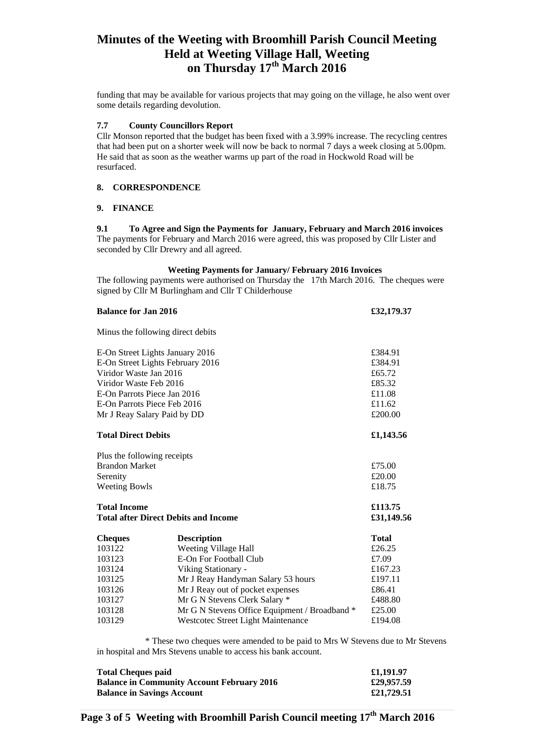# Minutes of the Weeting with Broomhill Parish Council Meeting Held at Weeting Village Hall, Weeting on Thursday 17th March 2016

funding that may be available for various projects that may going on the village, he also went over some details regarding devolution.

### 7.7 County Councillors Report

Cllr Monson reported that the budget has been fixed with a 3.99% increase. The recycling centres that had been put on a shorter week will now be back to normal 7 days a week closing at 5.00pm. He said that as soon as the weather warms up part of the road in Hockwold Road will be resurfaced.

## 8. CORRESPONDENCE

## 9. FINANCE

### 9.1 To Agree and Sign the Payments for January, February and March 2016 invoices

The payments for February and March 2016 were agreed, this was proposed by Cllr Lister and seconded by Cllr Drewry and all agreed.

**Weeting Payments for January/ February 2016 Invoices**

The following payments were authorised on Thursday the 17th March 2016. The cheques were signed by Cllr M Burlingham and Cllr T Childerhouse

| | |
|---|---|
| **Balance for Jan 2016** | **£32,179.37** |
| Minus the following direct debits | |
| E-On Street Lights January 2016 | £384.91 |
| E-On Street Lights February 2016 | £384.91 |
| Viridor Waste Jan 2016 | £65.72 |
| Viridor Waste Feb 2016 | £85.32 |
| E-On Parrots Piece Jan 2016 | £11.08 |
| E-On Parrots Piece Feb 2016 | £11.62 |
| Mr J Reay Salary Paid by DD | £200.00 |
| **Total Direct Debits** | **£1,143.56** |
| Plus the following receipts | |
| Brandon Market | £75.00 |
| Serenity | £20.00 |
| Weeting Bowls | £18.75 |
| **Total Income** | **£113.75** |
| **Total after Direct Debits and Income** | **£31,149.56** |

| **Cheques** | **Description** | **Total** |
|---|---|---|
| 103122 | Weeting Village Hall | £26.25 |
| 103123 | E-On For Football Club | £7.09 |
| 103124 | Viking Stationary - | £167.23 |
| 103125 | Mr J Reay Handyman Salary 53 hours | £197.11 |
| 103126 | Mr J Reay out of pocket expenses | £86.41 |
| 103127 | Mr G N Stevens Clerk Salary * | £488.80 |
| 103128 | Mr G N Stevens Office Equipment / Broadband * | £25.00 |
| 103129 | Westcotec Street Light Maintenance | £194.08 |

\* These two cheques were amended to be paid to Mrs W Stevens due to Mr Stevens in hospital and Mrs Stevens unable to access his bank account.

| | |
|---|---|
| **Total Cheques paid** | **£1,191.97** |
| **Balance in Community Account February 2016** | **£29,957.59** |
| **Balance in Savings Account** | **£21,729.51** |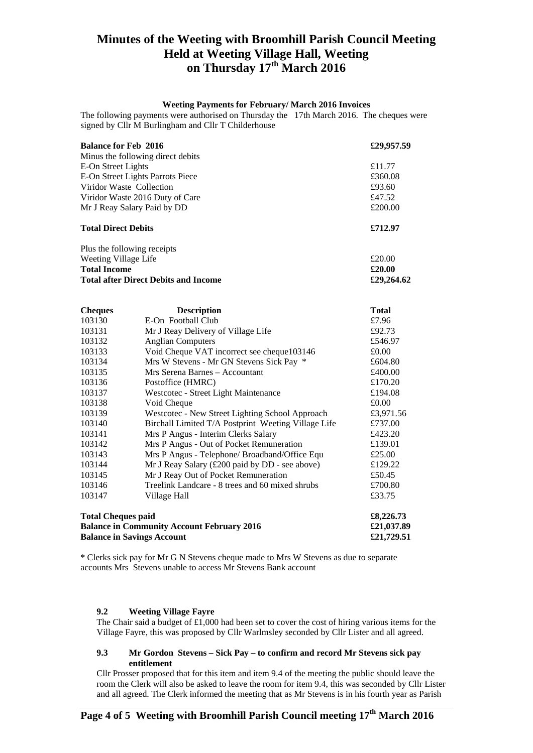# Minutes of the Weeting with Broomhill Parish Council Meeting Held at Weeting Village Hall, Weeting on Thursday 17th March 2016

**Weeting Payments for February/ March 2016 Invoices**

The following payments were authorised on Thursday the 17th March 2016. The cheques were signed by Cllr M Burlingham and Cllr T Childerhouse

| | |
|---|---|
| **Balance for Feb 2016** | **£29,957.59** |
| Minus the following direct debits | |
| E-On Street Lights | £11.77 |
| E-On Street Lights Parrots Piece | £360.08 |
| Viridor Waste Collection | £93.60 |
| Viridor Waste 2016 Duty of Care | £47.52 |
| Mr J Reay Salary Paid by DD | £200.00 |
| **Total Direct Debits** | **£712.97** |
| Plus the following receipts | |
| Weeting Village Life | £20.00 |
| **Total Income** | **£20.00** |
| **Total after Direct Debits and Income** | **£29,264.62** |

| **Cheques** | **Description** | **Total** |
|---|---|---|
| 103130 | E-On Football Club | £7.96 |
| 103131 | Mr J Reay Delivery of Village Life | £92.73 |
| 103132 | Anglian Computers | £546.97 |
| 103133 | Void Cheque VAT incorrect see cheque103146 | £0.00 |
| 103134 | Mrs W Stevens - Mr GN Stevens Sick Pay * | £604.80 |
| 103135 | Mrs Serena Barnes – Accountant | £400.00 |
| 103136 | Postoffice (HMRC) | £170.20 |
| 103137 | Westcotec - Street Light Maintenance | £194.08 |
| 103138 | Void Cheque | £0.00 |
| 103139 | Westcotec - New Street Lighting School Approach | £3,971.56 |
| 103140 | Birchall Limited T/A Postprint Weeting Village Life | £737.00 |
| 103141 | Mrs P Angus - Interim Clerks Salary | £423.20 |
| 103142 | Mrs P Angus - Out of Pocket Remuneration | £139.01 |
| 103143 | Mrs P Angus - Telephone/ Broadband/Office Equ | £25.00 |
| 103144 | Mr J Reay Salary (£200 paid by DD - see above) | £129.22 |
| 103145 | Mr J Reay Out of Pocket Remuneration | £50.45 |
| 103146 | Treelink Landcare - 8 trees and 60 mixed shrubs | £700.80 |
| 103147 | Village Hall | £33.75 |
| **Total Cheques paid** | | **£8,226.73** |
| **Balance in Community Account February 2016** | | **£21,037.89** |
| **Balance in Savings Account** | | **£21,729.51** |

* Clerks sick pay for Mr G N Stevens cheque made to Mrs W Stevens as due to separate accounts Mrs Stevens unable to access Mr Stevens Bank account

**9.2 Weeting Village Fayre**

The Chair said a budget of £1,000 had been set to cover the cost of hiring various items for the Village Fayre, this was proposed by Cllr Warlmsley seconded by Cllr Lister and all agreed.

**9.3 Mr Gordon Stevens – Sick Pay – to confirm and record Mr Stevens sick pay entitlement**

Cllr Prosser proposed that for this item and item 9.4 of the meeting the public should leave the room the Clerk will also be asked to leave the room for item 9.4, this was seconded by Cllr Lister and all agreed. The Clerk informed the meeting that as Mr Stevens is in his fourth year as Parish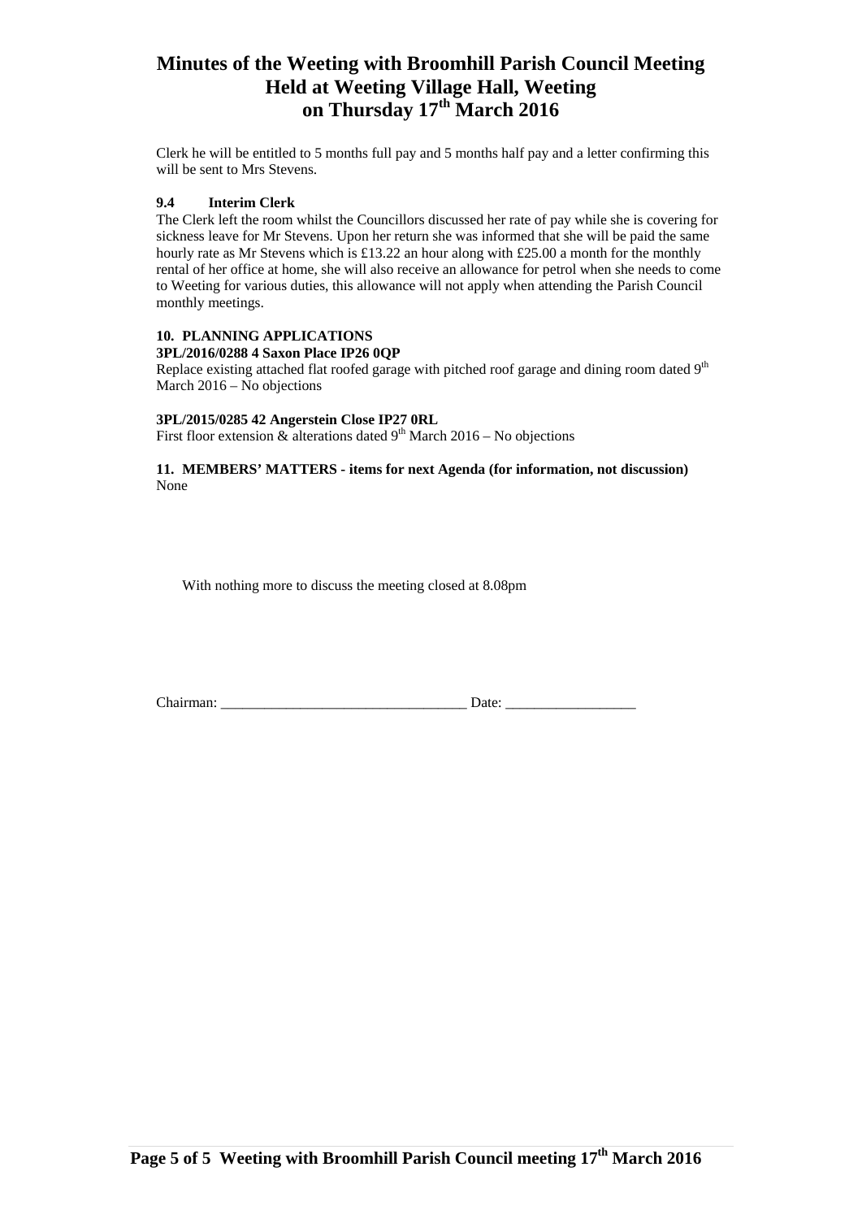# Minutes of the Weeting with Broomhill Parish Council Meeting Held at Weeting Village Hall, Weeting on Thursday 17th March 2016

Clerk he will be entitled to 5 months full pay and 5 months half pay and a letter confirming this will be sent to Mrs Stevens.

### 9.4 Interim Clerk

The Clerk left the room whilst the Councillors discussed her rate of pay while she is covering for sickness leave for Mr Stevens. Upon her return she was informed that she will be paid the same hourly rate as Mr Stevens which is £13.22 an hour along with £25.00 a month for the monthly rental of her office at home, she will also receive an allowance for petrol when she needs to come to Weeting for various duties, this allowance will not apply when attending the Parish Council monthly meetings.

### 10. PLANNING APPLICATIONS

**3PL/2016/0288 4 Saxon Place IP26 0QP**

Replace existing attached flat roofed garage with pitched roof garage and dining room dated 9th March 2016 – No objections

**3PL/2015/0285 42 Angerstein Close IP27 0RL**

First floor extension & alterations dated 9th March 2016 – No objections

### 11. MEMBERS' MATTERS - items for next Agenda (for information, not discussion)

None

With nothing more to discuss the meeting closed at 8.08pm

Chairman: __________________________________ Date: __________________